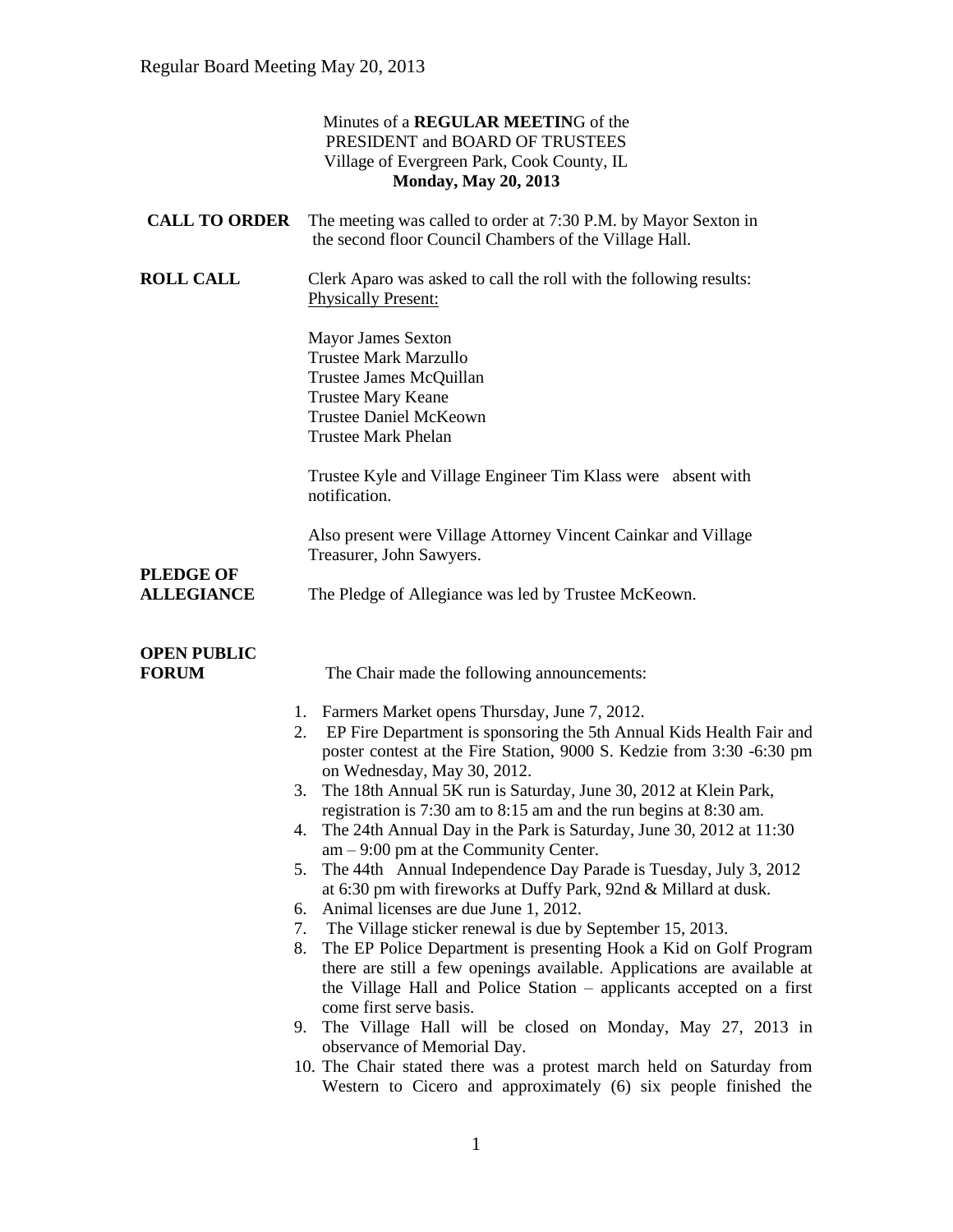Minutes of a **REGULAR MEETIN**G of the
PRESIDENT and BOARD OF TRUSTEES
Village of Evergreen Park, Cook County, IL
**Monday, May 20, 2013**

**CALL TO ORDER** The meeting was called to order at 7:30 P.M. by Mayor Sexton in the second floor Council Chambers of the Village Hall.

**ROLL CALL** Clerk Aparo was asked to call the roll with the following results:
Physically Present:

Mayor James Sexton
Trustee Mark Marzullo
Trustee James McQuillan
Trustee Mary Keane
Trustee Daniel McKeown
Trustee Mark Phelan

Trustee Kyle and Village Engineer Tim Klass were absent with notification.

Also present were Village Attorney Vincent Cainkar and Village Treasurer, John Sawyers.

**PLEDGE OF ALLEGIANCE** The Pledge of Allegiance was led by Trustee McKeown.

**OPEN PUBLIC FORUM** The Chair made the following announcements:

1. Farmers Market opens Thursday, June 7, 2012.
2. EP Fire Department is sponsoring the 5th Annual Kids Health Fair and poster contest at the Fire Station, 9000 S. Kedzie from 3:30 -6:30 pm on Wednesday, May 30, 2012.
3. The 18th Annual 5K run is Saturday, June 30, 2012 at Klein Park, registration is 7:30 am to 8:15 am and the run begins at 8:30 am.
4. The 24th Annual Day in the Park is Saturday, June 30, 2012 at 11:30 am – 9:00 pm at the Community Center.
5. The 44th Annual Independence Day Parade is Tuesday, July 3, 2012 at 6:30 pm with fireworks at Duffy Park, 92nd & Millard at dusk.
6. Animal licenses are due June 1, 2012.
7. The Village sticker renewal is due by September 15, 2013.
8. The EP Police Department is presenting Hook a Kid on Golf Program there are still a few openings available. Applications are available at the Village Hall and Police Station – applicants accepted on a first come first serve basis.
9. The Village Hall will be closed on Monday, May 27, 2013 in observance of Memorial Day.
10. The Chair stated there was a protest march held on Saturday from Western to Cicero and approximately (6) six people finished the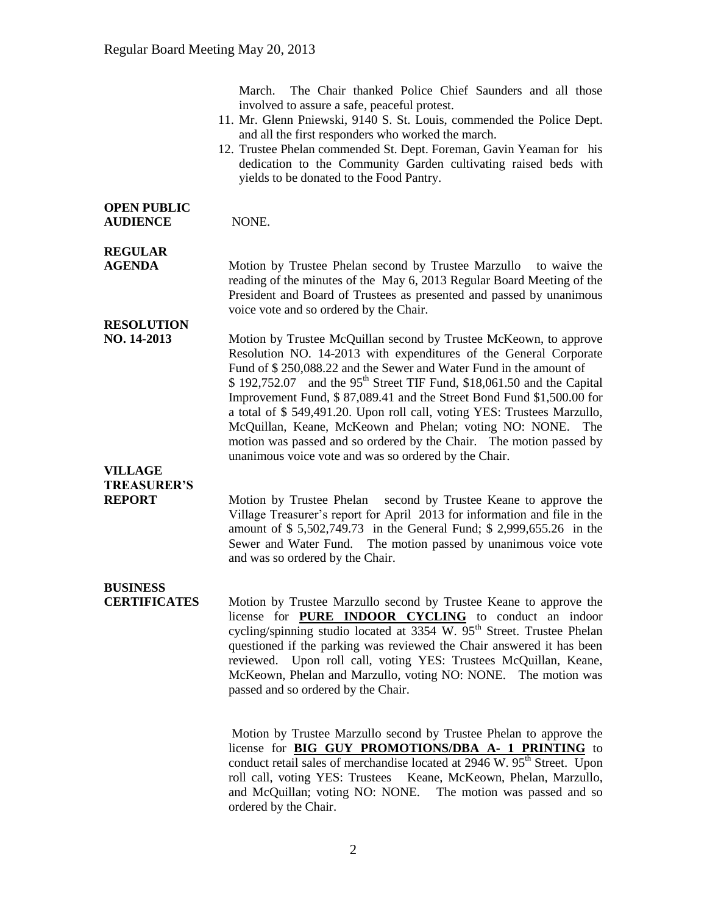March. The Chair thanked Police Chief Saunders and all those involved to assure a safe, peaceful protest.

11. Mr. Glenn Pniewski, 9140 S. St. Louis, commended the Police Dept. and all the first responders who worked the march.
12. Trustee Phelan commended St. Dept. Foreman, Gavin Yeaman for his dedication to the Community Garden cultivating raised beds with yields to be donated to the Food Pantry.

**OPEN PUBLIC AUDIENCE**

NONE.

**REGULAR AGENDA**

Motion by Trustee Phelan second by Trustee Marzullo to waive the reading of the minutes of the May 6, 2013 Regular Board Meeting of the President and Board of Trustees as presented and passed by unanimous voice vote and so ordered by the Chair.

**RESOLUTION NO. 14-2013**

Motion by Trustee McQuillan second by Trustee McKeown, to approve Resolution NO. 14-2013 with expenditures of the General Corporate Fund of $ 250,088.22 and the Sewer and Water Fund in the amount of $ 192,752.07 and the 95th Street TIF Fund, $18,061.50 and the Capital Improvement Fund, $ 87,089.41 and the Street Bond Fund $1,500.00 for a total of $ 549,491.20. Upon roll call, voting YES: Trustees Marzullo, McQuillan, Keane, McKeown and Phelan; voting NO: NONE. The motion was passed and so ordered by the Chair. The motion passed by unanimous voice vote and was so ordered by the Chair.

**VILLAGE TREASURER'S REPORT**

Motion by Trustee Phelan second by Trustee Keane to approve the Village Treasurer's report for April 2013 for information and file in the amount of $ 5,502,749.73 in the General Fund; $ 2,999,655.26 in the Sewer and Water Fund. The motion passed by unanimous voice vote and was so ordered by the Chair.

**BUSINESS CERTIFICATES**

Motion by Trustee Marzullo second by Trustee Keane to approve the license for **PURE INDOOR CYCLING** to conduct an indoor cycling/spinning studio located at 3354 W. 95th Street. Trustee Phelan questioned if the parking was reviewed the Chair answered it has been reviewed. Upon roll call, voting YES: Trustees McQuillan, Keane, McKeown, Phelan and Marzullo, voting NO: NONE. The motion was passed and so ordered by the Chair.

Motion by Trustee Marzullo second by Trustee Phelan to approve the license for **BIG GUY PROMOTIONS/DBA A- 1 PRINTING** to conduct retail sales of merchandise located at 2946 W. 95th Street. Upon roll call, voting YES: Trustees Keane, McKeown, Phelan, Marzullo, and McQuillan; voting NO: NONE. The motion was passed and so ordered by the Chair.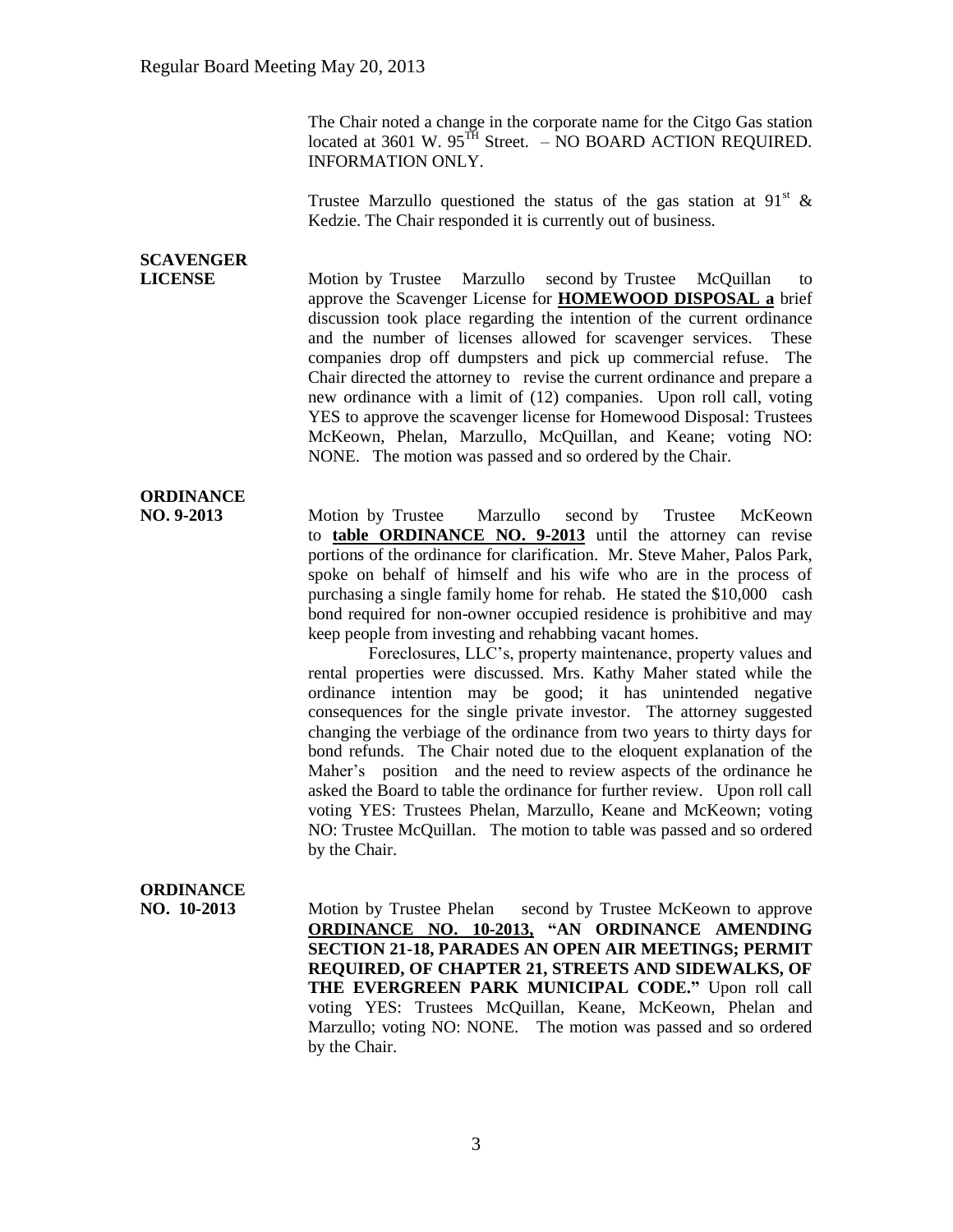The Chair noted a change in the corporate name for the Citgo Gas station located at 3601 W. 95$^{TH}$ Street. – NO BOARD ACTION REQUIRED. INFORMATION ONLY.

Trustee Marzullo questioned the status of the gas station at 91$^{st}$ & Kedzie. The Chair responded it is currently out of business.

**SCAVENGER LICENSE**

Motion by Trustee Marzullo second by Trustee McQuillan to approve the Scavenger License for **HOMEWOOD DISPOSAL a** brief discussion took place regarding the intention of the current ordinance and the number of licenses allowed for scavenger services. These companies drop off dumpsters and pick up commercial refuse. The Chair directed the attorney to revise the current ordinance and prepare a new ordinance with a limit of (12) companies. Upon roll call, voting YES to approve the scavenger license for Homewood Disposal: Trustees McKeown, Phelan, Marzullo, McQuillan, and Keane; voting NO: NONE. The motion was passed and so ordered by the Chair.

**ORDINANCE NO. 9-2013**

Motion by Trustee Marzullo second by Trustee McKeown to **table ORDINANCE NO. 9-2013** until the attorney can revise portions of the ordinance for clarification. Mr. Steve Maher, Palos Park, spoke on behalf of himself and his wife who are in the process of purchasing a single family home for rehab. He stated the $10,000 cash bond required for non-owner occupied residence is prohibitive and may keep people from investing and rehabbing vacant homes.

Foreclosures, LLC's, property maintenance, property values and rental properties were discussed. Mrs. Kathy Maher stated while the ordinance intention may be good; it has unintended negative consequences for the single private investor. The attorney suggested changing the verbiage of the ordinance from two years to thirty days for bond refunds. The Chair noted due to the eloquent explanation of the Maher's position and the need to review aspects of the ordinance he asked the Board to table the ordinance for further review. Upon roll call voting YES: Trustees Phelan, Marzullo, Keane and McKeown; voting NO: Trustee McQuillan. The motion to table was passed and so ordered by the Chair.

**ORDINANCE NO. 10-2013**

Motion by Trustee Phelan second by Trustee McKeown to approve **ORDINANCE NO. 10-2013, "AN ORDINANCE AMENDING SECTION 21-18, PARADES AN OPEN AIR MEETINGS; PERMIT REQUIRED, OF CHAPTER 21, STREETS AND SIDEWALKS, OF THE EVERGREEN PARK MUNICIPAL CODE."** Upon roll call voting YES: Trustees McQuillan, Keane, McKeown, Phelan and Marzullo; voting NO: NONE. The motion was passed and so ordered by the Chair.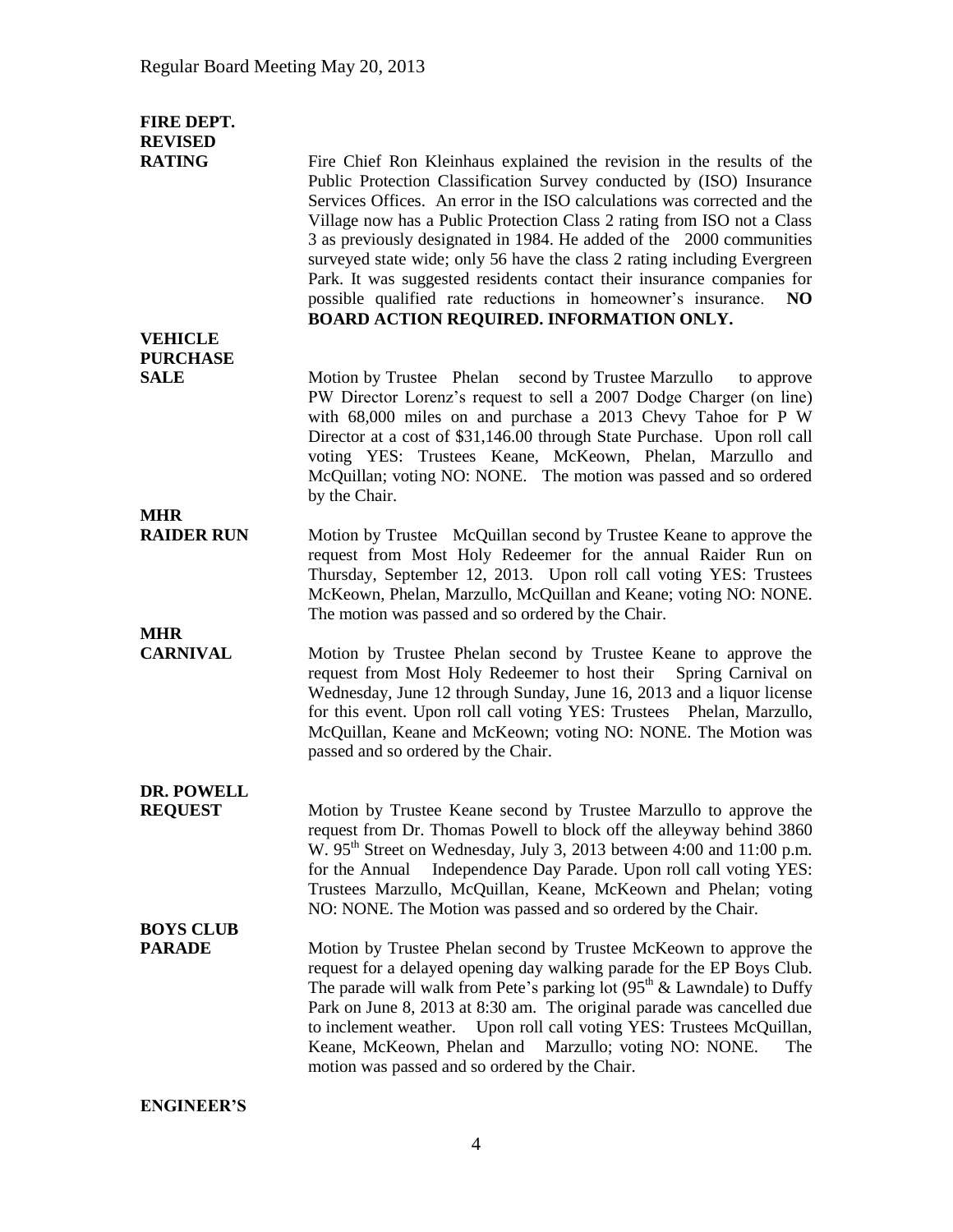**FIRE DEPT. REVISED RATING**

Fire Chief Ron Kleinhaus explained the revision in the results of the Public Protection Classification Survey conducted by (ISO) Insurance Services Offices. An error in the ISO calculations was corrected and the Village now has a Public Protection Class 2 rating from ISO not a Class 3 as previously designated in 1984. He added of the 2000 communities surveyed state wide; only 56 have the class 2 rating including Evergreen Park. It was suggested residents contact their insurance companies for possible qualified rate reductions in homeowner's insurance. **NO BOARD ACTION REQUIRED. INFORMATION ONLY.**

**VEHICLE PURCHASE SALE**

Motion by Trustee Phelan second by Trustee Marzullo to approve PW Director Lorenz's request to sell a 2007 Dodge Charger (on line) with 68,000 miles on and purchase a 2013 Chevy Tahoe for P W Director at a cost of $31,146.00 through State Purchase. Upon roll call voting YES: Trustees Keane, McKeown, Phelan, Marzullo and McQuillan; voting NO: NONE. The motion was passed and so ordered by the Chair.

**MHR RAIDER RUN**

Motion by Trustee McQuillan second by Trustee Keane to approve the request from Most Holy Redeemer for the annual Raider Run on Thursday, September 12, 2013. Upon roll call voting YES: Trustees McKeown, Phelan, Marzullo, McQuillan and Keane; voting NO: NONE. The motion was passed and so ordered by the Chair.

**MHR CARNIVAL**

Motion by Trustee Phelan second by Trustee Keane to approve the request from Most Holy Redeemer to host their Spring Carnival on Wednesday, June 12 through Sunday, June 16, 2013 and a liquor license for this event. Upon roll call voting YES: Trustees Phelan, Marzullo, McQuillan, Keane and McKeown; voting NO: NONE. The Motion was passed and so ordered by the Chair.

**DR. POWELL REQUEST**

Motion by Trustee Keane second by Trustee Marzullo to approve the request from Dr. Thomas Powell to block off the alleyway behind 3860 W. 95th Street on Wednesday, July 3, 2013 between 4:00 and 11:00 p.m. for the Annual Independence Day Parade. Upon roll call voting YES: Trustees Marzullo, McQuillan, Keane, McKeown and Phelan; voting NO: NONE. The Motion was passed and so ordered by the Chair.

**BOYS CLUB PARADE**

Motion by Trustee Phelan second by Trustee McKeown to approve the request for a delayed opening day walking parade for the EP Boys Club. The parade will walk from Pete's parking lot (95th & Lawndale) to Duffy Park on June 8, 2013 at 8:30 am. The original parade was cancelled due to inclement weather. Upon roll call voting YES: Trustees McQuillan, Keane, McKeown, Phelan and Marzullo; voting NO: NONE. The motion was passed and so ordered by the Chair.

**ENGINEER'S**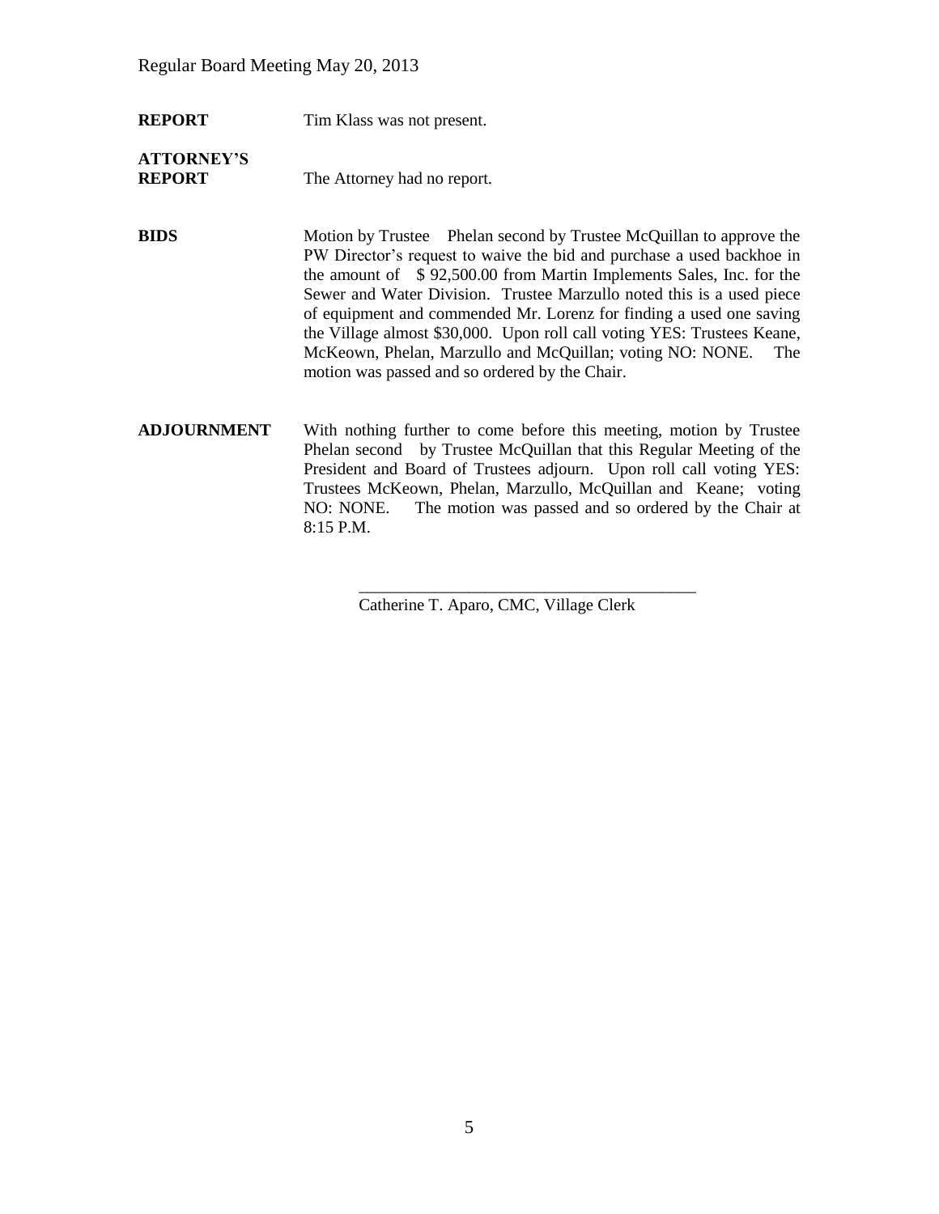**REPORT** Tim Klass was not present.

**ATTORNEY'S REPORT** The Attorney had no report.

**BIDS** Motion by Trustee Phelan second by Trustee McQuillan to approve the PW Director's request to waive the bid and purchase a used backhoe in the amount of $ 92,500.00 from Martin Implements Sales, Inc. for the Sewer and Water Division. Trustee Marzullo noted this is a used piece of equipment and commended Mr. Lorenz for finding a used one saving the Village almost $30,000. Upon roll call voting YES: Trustees Keane, McKeown, Phelan, Marzullo and McQuillan; voting NO: NONE. The motion was passed and so ordered by the Chair.

**ADJOURNMENT** With nothing further to come before this meeting, motion by Trustee Phelan second by Trustee McQuillan that this Regular Meeting of the President and Board of Trustees adjourn. Upon roll call voting YES: Trustees McKeown, Phelan, Marzullo, McQuillan and Keane; voting NO: NONE. The motion was passed and so ordered by the Chair at 8:15 P.M.

\_\_\_\_\_\_\_\_\_\_\_\_\_\_\_\_\_\_\_\_\_\_\_\_\_\_\_\_\_\_\_\_\_\_\_\_\_\_\_\_

Catherine T. Aparo, CMC, Village Clerk